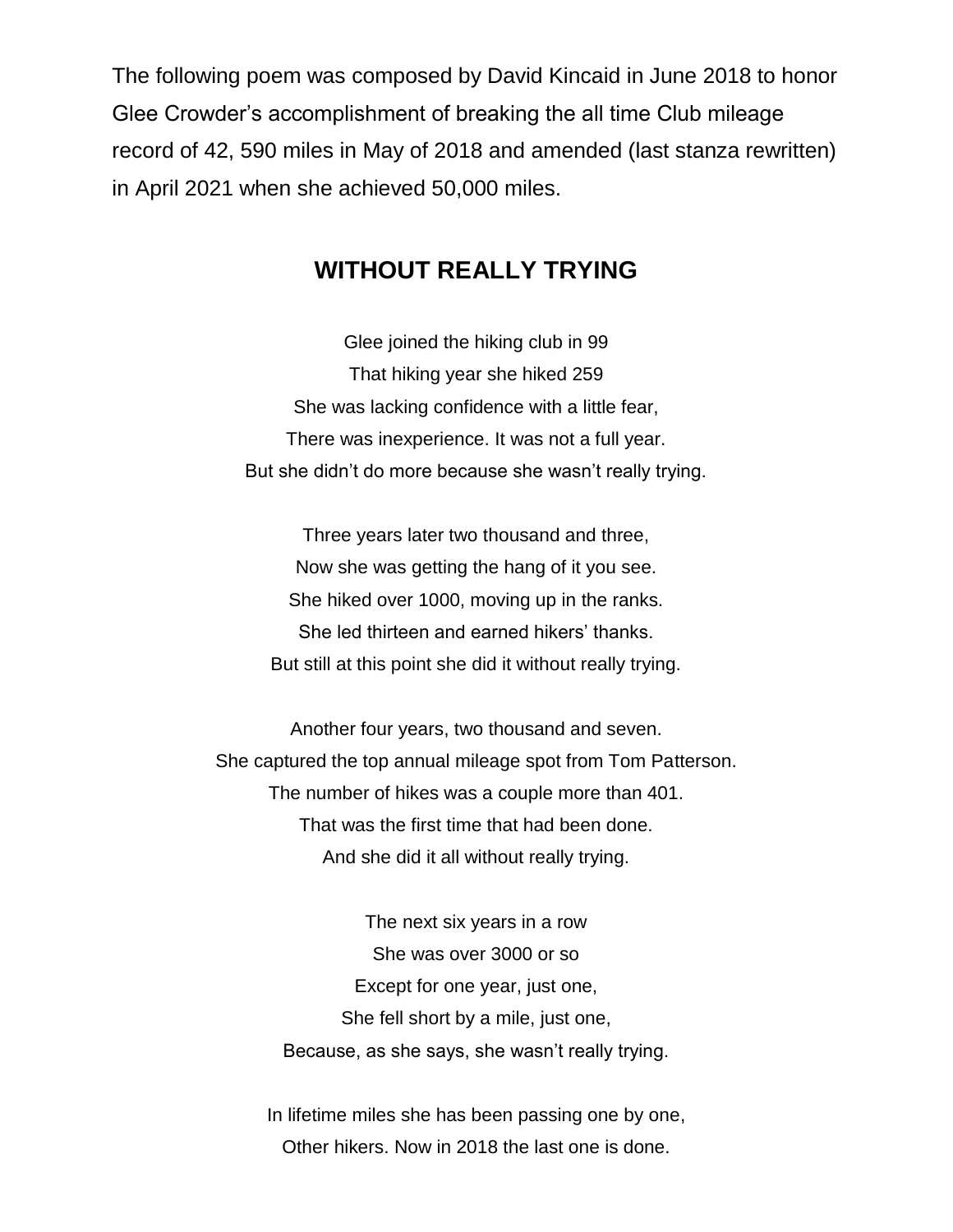The following poem was composed by David Kincaid in June 2018 to honor Glee Crowder's accomplishment of breaking the all time Club mileage record of 42, 590 miles in May of 2018 and amended (last stanza rewritten) in April 2021 when she achieved 50,000 miles.

## WITHOUT REALLY TRYING

Glee joined the hiking club in 99  
That hiking year she hiked 259  
She was lacking confidence with a little fear,  
There was inexperience. It was not a full year.  
But she didn't do more because she wasn't really trying.

Three years later two thousand and three,  
Now she was getting the hang of it you see.  
She hiked over 1000, moving up in the ranks.  
She led thirteen and earned hikers' thanks.  
But still at this point she did it without really trying.

Another four years, two thousand and seven.  
She captured the top annual mileage spot from Tom Patterson.  
The number of hikes was a couple more than 401.  
That was the first time that had been done.  
And she did it all without really trying.

The next six years in a row  
She was over 3000 or so  
Except for one year, just one,  
She fell short by a mile, just one,  
Because, as she says, she wasn't really trying.

In lifetime miles she has been passing one by one,  
Other hikers. Now in 2018 the last one is done.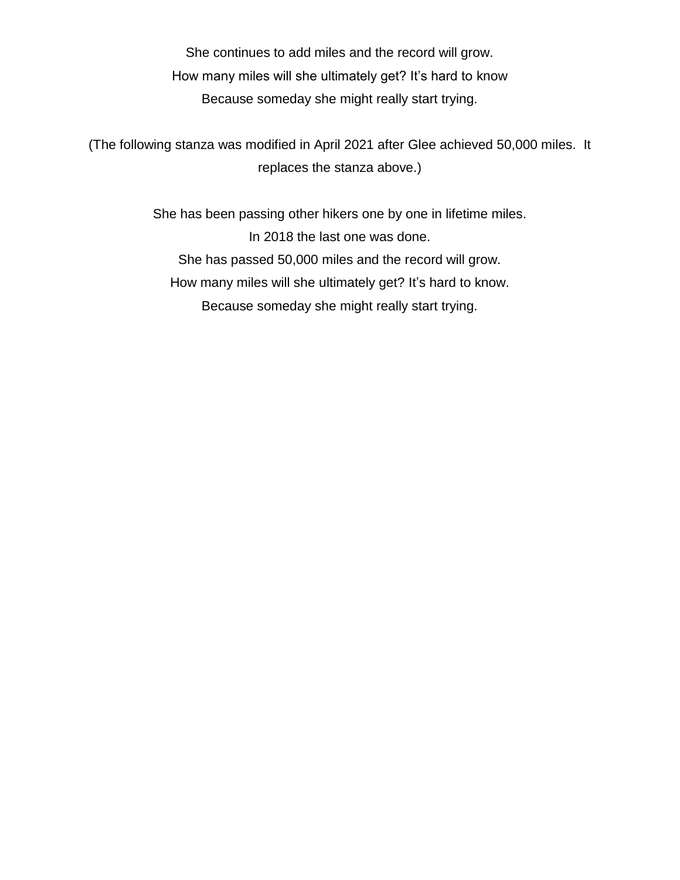She continues to add miles and the record will grow.
How many miles will she ultimately get? It's hard to know
Because someday she might really start trying.

(The following stanza was modified in April 2021 after Glee achieved 50,000 miles. It replaces the stanza above.)

She has been passing other hikers one by one in lifetime miles.
In 2018 the last one was done.
She has passed 50,000 miles and the record will grow.
How many miles will she ultimately get? It's hard to know.
Because someday she might really start trying.